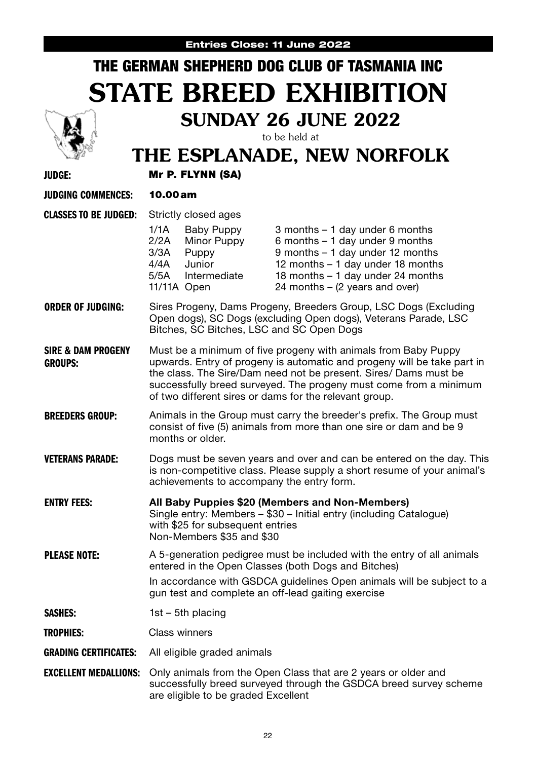**Entries Close: 11 June 2022**

# THE GERMAN SHEPHERD DOG CLUB OF TASMANIA INC

# STATE BREED EXHIBITION

## SUNDAY 26 JUNE 2022

to be held at

## THE ESPLANADE, NEW NORFOLK

**JUDGE:** **Mr P. FLYNN (SA)**

**JUDGING COMMENCES:** **10.00 am**

**CLASSES TO BE JUDGED:** Strictly closed ages

| | | |
|---|---|---|
| 1/1A | Baby Puppy | 3 months – 1 day under 6 months |
| 2/2A | Minor Puppy | 6 months – 1 day under 9 months |
| 3/3A | Puppy | 9 months – 1 day under 12 months |
| 4/4A | Junior | 12 months – 1 day under 18 months |
| 5/5A | Intermediate | 18 months – 1 day under 24 months |
| 11/11A | Open | 24 months – (2 years and over) |

**ORDER OF JUDGING:** Sires Progeny, Dams Progeny, Breeders Group, LSC Dogs (Excluding Open dogs), SC Dogs (excluding Open dogs), Veterans Parade, LSC Bitches, SC Bitches, LSC and SC Open Dogs

**SIRE & DAM PROGENY GROUPS:** Must be a minimum of five progeny with animals from Baby Puppy upwards. Entry of progeny is automatic and progeny will be take part in the class. The Sire/Dam need not be present. Sires/ Dams must be successfully breed surveyed. The progeny must come from a minimum of two different sires or dams for the relevant group.

**BREEDERS GROUP:** Animals in the Group must carry the breeder's prefix. The Group must consist of five (5) animals from more than one sire or dam and be 9 months or older.

**VETERANS PARADE:** Dogs must be seven years and over and can be entered on the day. This is non-competitive class. Please supply a short resume of your animal's achievements to accompany the entry form.

**ENTRY FEES:** **All Baby Puppies $20 (Members and Non-Members)**
Single entry: Members – $30 – Initial entry (including Catalogue) with $25 for subsequent entries
Non-Members $35 and $30

**PLEASE NOTE:** A 5-generation pedigree must be included with the entry of all animals entered in the Open Classes (both Dogs and Bitches)

In accordance with GSDCA guidelines Open animals will be subject to a gun test and complete an off-lead gaiting exercise

**SASHES:** 1st – 5th placing

**TROPHIES:** Class winners

**GRADING CERTIFICATES:** All eligible graded animals

**EXCELLENT MEDALLIONS:** Only animals from the Open Class that are 2 years or older and successfully breed surveyed through the GSDCA breed survey scheme are eligible to be graded Excellent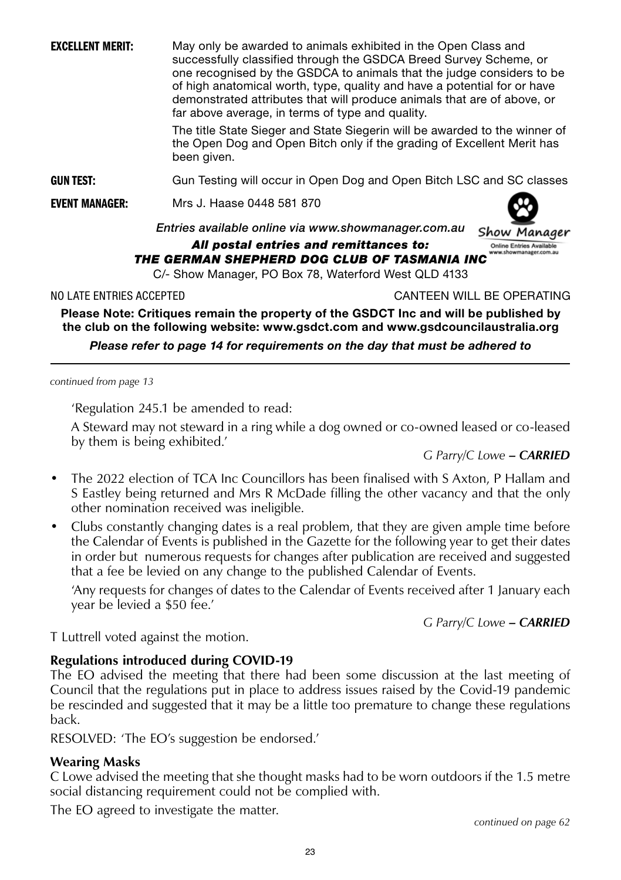**EXCELLENT MERIT:** May only be awarded to animals exhibited in the Open Class and successfully classified through the GSDCA Breed Survey Scheme, or one recognised by the GSDCA to animals that the judge considers to be of high anatomical worth, type, quality and have a potential for or have demonstrated attributes that will produce animals that are of above, or far above average, in terms of type and quality.

The title State Sieger and State Siegerin will be awarded to the winner of the Open Dog and Open Bitch only if the grading of Excellent Merit has been given.

**GUN TEST:** Gun Testing will occur in Open Dog and Open Bitch LSC and SC classes

**EVENT MANAGER:** Mrs J. Haase 0448 581 870

*Entries available online via www.showmanager.com.au*

Show Manager
Online Entries Available
www.showmanager.com.au

***All postal entries and remittances to:***
***THE GERMAN SHEPHERD DOG CLUB OF TASMANIA INC***
C/- Show Manager, PO Box 78, Waterford West QLD 4133

NO LATE ENTRIES ACCEPTED — CANTEEN WILL BE OPERATING

**Please Note: Critiques remain the property of the GSDCT Inc and will be published by the club on the following website: www.gsdct.com and www.gsdcouncilaustralia.org**

***Please refer to page 14 for requirements on the day that must be adhered to***

---

*continued from page 13*

'Regulation 245.1 be amended to read:

A Steward may not steward in a ring while a dog owned or co-owned leased or co-leased by them is being exhibited.'

*G Parry/C Lowe* ***– CARRIED***

- The 2022 election of TCA Inc Councillors has been finalised with S Axton, P Hallam and S Eastley being returned and Mrs R McDade filling the other vacancy and that the only other nomination received was ineligible.
- Clubs constantly changing dates is a real problem, that they are given ample time before the Calendar of Events is published in the Gazette for the following year to get their dates in order but numerous requests for changes after publication are received and suggested that a fee be levied on any change to the published Calendar of Events.

  'Any requests for changes of dates to the Calendar of Events received after 1 January each year be levied a $50 fee.'

*G Parry/C Lowe* ***– CARRIED***

T Luttrell voted against the motion.

**Regulations introduced during COVID-19**

The EO advised the meeting that there had been some discussion at the last meeting of Council that the regulations put in place to address issues raised by the Covid-19 pandemic be rescinded and suggested that it may be a little too premature to change these regulations back.

RESOLVED: 'The EO's suggestion be endorsed.'

**Wearing Masks**

C Lowe advised the meeting that she thought masks had to be worn outdoors if the 1.5 metre social distancing requirement could not be complied with.

The EO agreed to investigate the matter.

*continued on page 62*